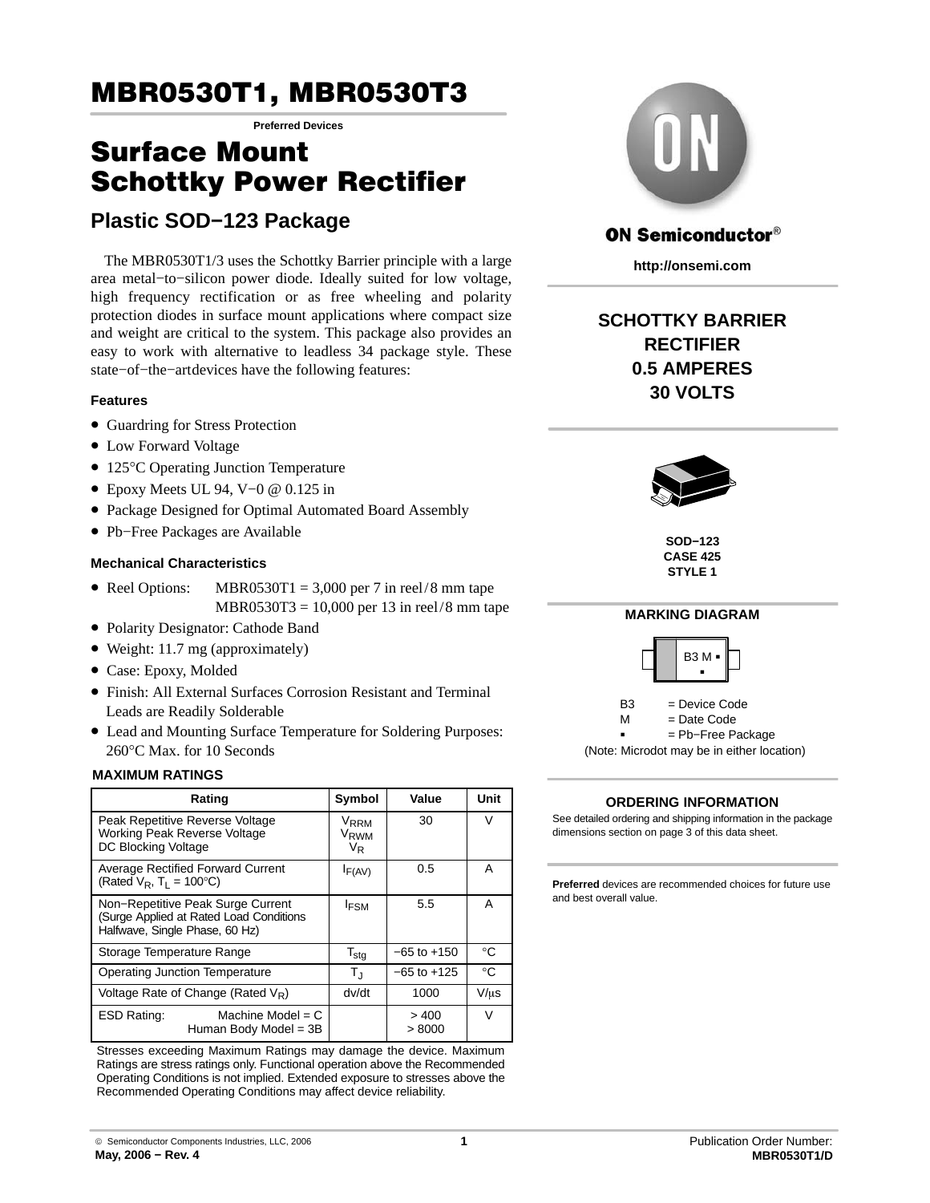# MBR0530T1, MBR0530T3

**Preferred Devices**

# Surface Mount Schottky Power Rectifier

## Plastic SOD−123 Package

The MBR0530T1/3 uses the Schottky Barrier principle with a large area metal−to−silicon power diode. Ideally suited for low voltage, high frequency rectification or as free wheeling and polarity protection diodes in surface mount applications where compact size and weight are critical to the system. This package also provides an easy to work with alternative to leadless 34 package style. These state−of−the−artdevices have the following features:

### Features

- Guardring for Stress Protection
- Low Forward Voltage
- 125°C Operating Junction Temperature
- Epoxy Meets UL 94, V−0 @ 0.125 in
- Package Designed for Optimal Automated Board Assembly
- Pb−Free Packages are Available

### Mechanical Characteristics

- Reel Options: MBR0530T1 = 3,000 per 7 in reel/8 mm tape
  MBR0530T3 = 10,000 per 13 in reel/8 mm tape
- Polarity Designator: Cathode Band
- Weight: 11.7 mg (approximately)
- Case: Epoxy, Molded
- Finish: All External Surfaces Corrosion Resistant and Terminal Leads are Readily Solderable
- Lead and Mounting Surface Temperature for Soldering Purposes: 260°C Max. for 10 Seconds

### MAXIMUM RATINGS

| Rating | Symbol | Value | Unit |
|---|---|---|---|
| Peak Repetitive Reverse Voltage<br>Working Peak Reverse Voltage<br>DC Blocking Voltage | $V_{RRM}$<br>$V_{RWM}$<br>$V_R$ | 30 | V |
| Average Rectified Forward Current<br>(Rated $V_R$, $T_L$ = 100°C) | $I_{F(AV)}$ | 0.5 | A |
| Non−Repetitive Peak Surge Current<br>(Surge Applied at Rated Load Conditions Halfwave, Single Phase, 60 Hz) | $I_{FSM}$ | 5.5 | A |
| Storage Temperature Range | $T_{stg}$ | −65 to +150 | °C |
| Operating Junction Temperature | $T_J$ | −65 to +125 | °C |
| Voltage Rate of Change (Rated $V_R$) | dv/dt | 1000 | V/μs |
| ESD Rating: Machine Model = C<br>Human Body Model = 3B | | > 400<br>> 8000 | V |

Stresses exceeding Maximum Ratings may damage the device. Maximum Ratings are stress ratings only. Functional operation above the Recommended Operating Conditions is not implied. Extended exposure to stresses above the Recommended Operating Conditions may affect device reliability.

**ON Semiconductor®**

**http://onsemi.com**

**SCHOTTKY BARRIER RECTIFIER**
**0.5 AMPERES**
**30 VOLTS**

**SOD−123**
**CASE 425**
**STYLE 1**

**MARKING DIAGRAM**

B3 M ▪

B3 = Device Code
M = Date Code
▪ = Pb−Free Package
(Note: Microdot may be in either location)

**ORDERING INFORMATION**

See detailed ordering and shipping information in the package dimensions section on page 3 of this data sheet.

**Preferred** devices are recommended choices for future use and best overall value.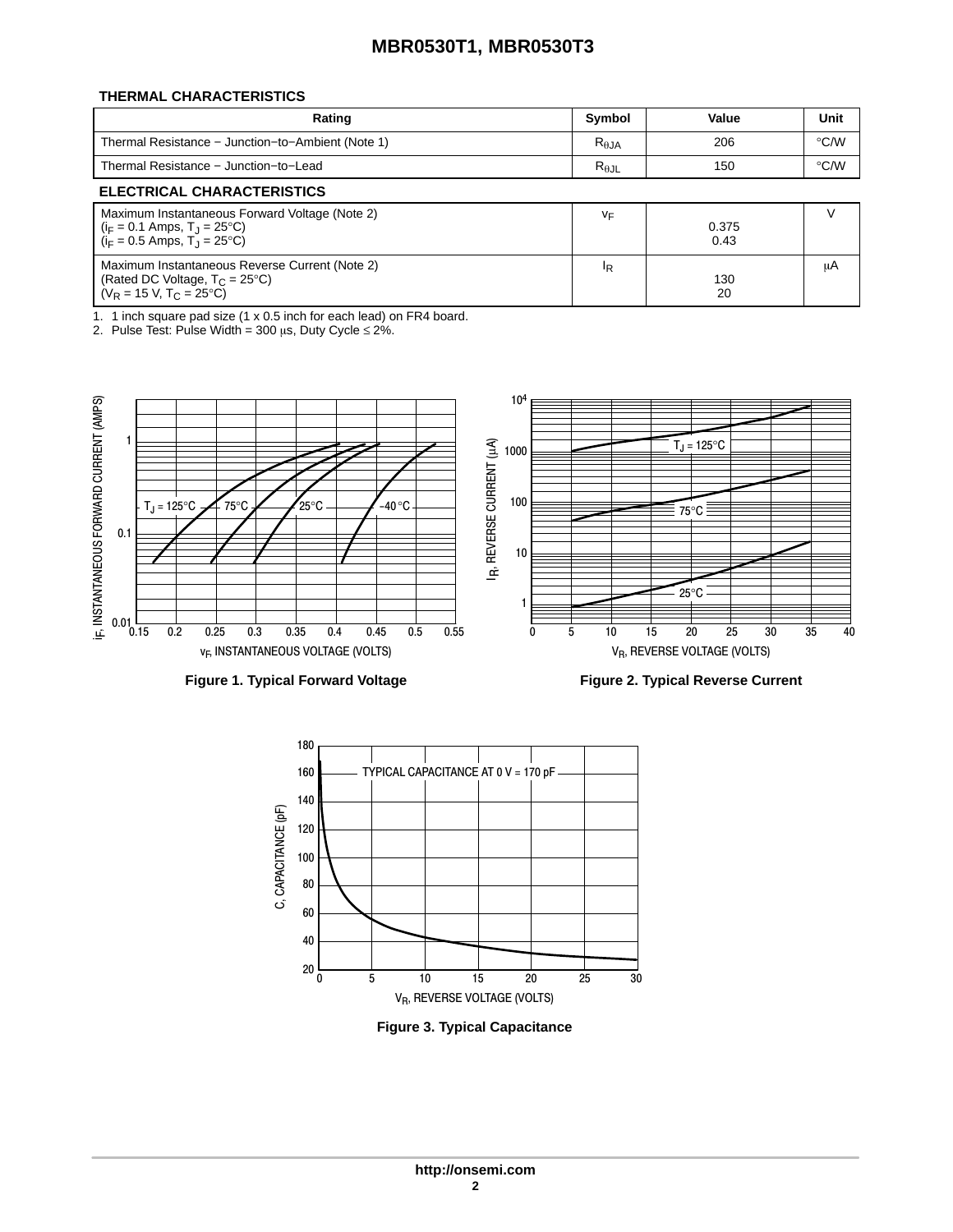### THERMAL CHARACTERISTICS

| Rating | Symbol | Value | Unit |
|---|---|---|---|
| Thermal Resistance − Junction−to−Ambient (Note 1) | $R_{\theta JA}$ | 206 | °C/W |
| Thermal Resistance − Junction−to−Lead | $R_{\theta JL}$ | 150 | °C/W |

### ELECTRICAL CHARACTERISTICS

| Rating | Symbol | Value | Unit |
|---|---|---|---|
| Maximum Instantaneous Forward Voltage (Note 2)<br>($i_F$ = 0.1 Amps, $T_J$ = 25°C)<br>($i_F$ = 0.5 Amps, $T_J$ = 25°C) | $v_F$ | <br>0.375<br>0.43 | V |
| Maximum Instantaneous Reverse Current (Note 2)<br>(Rated DC Voltage, $T_C$ = 25°C)<br>($V_R$ = 15 V, $T_C$ = 25°C) | $I_R$ | <br>130<br>20 | μA |

1. 1 inch square pad size (1 x 0.5 inch for each lead) on FR4 board.
2. Pulse Test: Pulse Width = 300 μs, Duty Cycle ≤ 2%.

**Figure 1. Typical Forward Voltage**

**Figure 2. Typical Reverse Current**

**Figure 3. Typical Capacitance**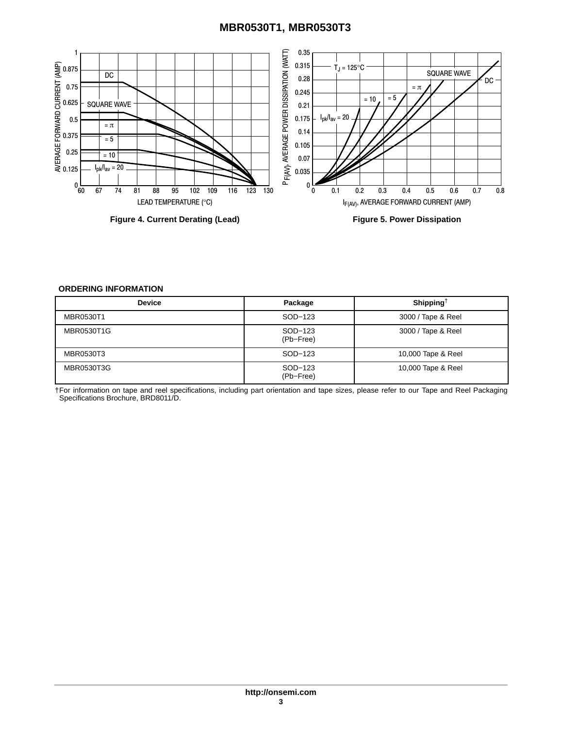Figure 4. Current Derating (Lead)

Figure 5. Power Dissipation

## ORDERING INFORMATION

| Device | Package | Shipping[†] |
|---|---|---|
| MBR0530T1 | SOD−123 | 3000 / Tape & Reel |
| MBR0530T1G | SOD−123 (Pb−Free) | 3000 / Tape & Reel |
| MBR0530T3 | SOD−123 | 10,000 Tape & Reel |
| MBR0530T3G | SOD−123 (Pb−Free) | 10,000 Tape & Reel |

†For information on tape and reel specifications, including part orientation and tape sizes, please refer to our Tape and Reel Packaging Specifications Brochure, BRD8011/D.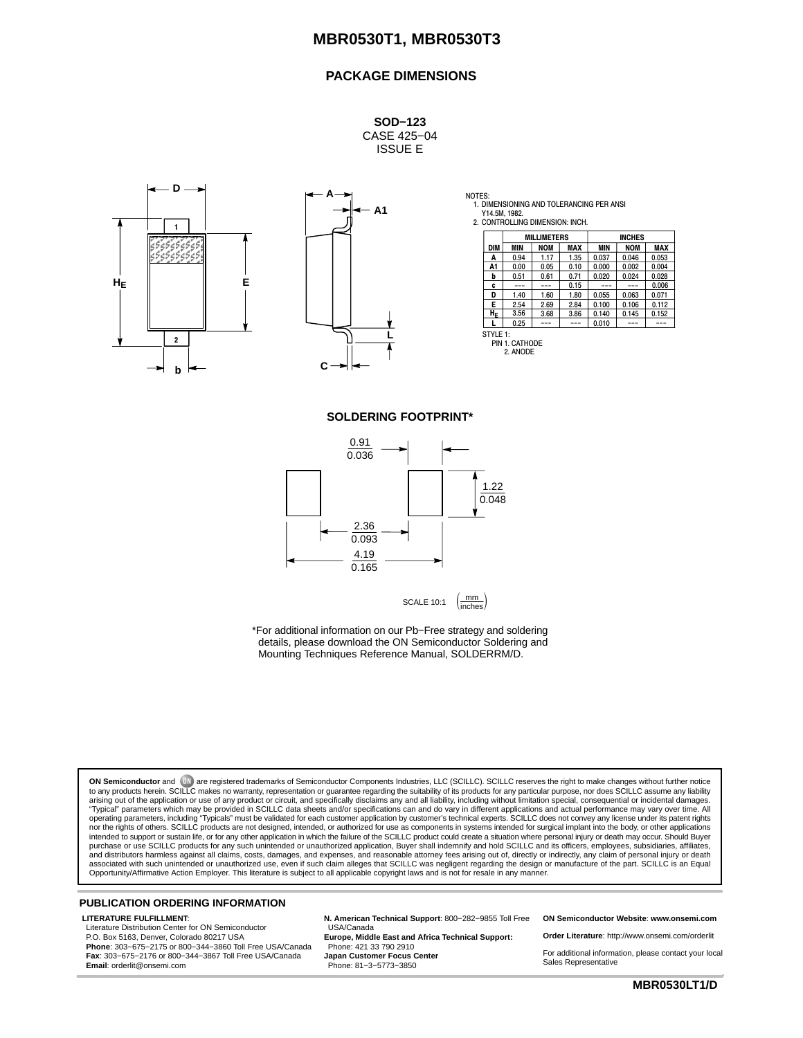## PACKAGE DIMENSIONS

**SOD−123**
CASE 425−04
ISSUE E

D
A
A1
H$_E$
E
L
b
C
1
2

NOTES:
1. DIMENSIONING AND TOLERANCING PER ANSI Y14.5M, 1982.
2. CONTROLLING DIMENSION: INCH.

| | MILLIMETERS | | | INCHES | | |
|---|---|---|---|---|---|---|
| **DIM** | **MIN** | **NOM** | **MAX** | **MIN** | **NOM** | **MAX** |
| **A** | 0.94 | 1.17 | 1.35 | 0.037 | 0.046 | 0.053 |
| **A1** | 0.00 | 0.05 | 0.10 | 0.000 | 0.002 | 0.004 |
| **b** | 0.51 | 0.61 | 0.71 | 0.020 | 0.024 | 0.028 |
| **c** | --- | --- | 0.15 | --- | --- | 0.006 |
| **D** | 1.40 | 1.60 | 1.80 | 0.055 | 0.063 | 0.071 |
| **E** | 2.54 | 2.69 | 2.84 | 0.100 | 0.106 | 0.112 |
| **H$_E$** | 3.56 | 3.68 | 3.86 | 0.140 | 0.145 | 0.152 |
| **L** | 0.25 | --- | --- | 0.010 | --- | --- |

STYLE 1:
PIN 1. CATHODE
2. ANODE

### SOLDERING FOOTPRINT*

0.91 / 0.036
1.22 / 0.048
2.36 / 0.093
4.19 / 0.165

SCALE 10:1 (mm / inches)

*For additional information on our Pb−Free strategy and soldering details, please download the ON Semiconductor Soldering and Mounting Techniques Reference Manual, SOLDERRM/D.

**ON Semiconductor** and ON are registered trademarks of Semiconductor Components Industries, LLC (SCILLC). SCILLC reserves the right to make changes without further notice to any products herein. SCILLC makes no warranty, representation or guarantee regarding the suitability of its products for any particular purpose, nor does SCILLC assume any liability arising out of the application or use of any product or circuit, and specifically disclaims any and all liability, including without limitation special, consequential or incidental damages. "Typical" parameters which may be provided in SCILLC data sheets and/or specifications can and do vary in different applications and actual performance may vary over time. All operating parameters, including "Typicals" must be validated for each customer application by customer's technical experts. SCILLC does not convey any license under its patent rights nor the rights of others. SCILLC products are not designed, intended, or authorized for use as components in systems intended for surgical implant into the body, or other applications intended to support or sustain life, or for any other application in which the failure of the SCILLC product could create a situation where personal injury or death may occur. Should Buyer purchase or use SCILLC products for any such unintended or unauthorized application, Buyer shall indemnify and hold SCILLC and its officers, employees, subsidiaries, affiliates, and distributors harmless against all claims, costs, damages, and expenses, and reasonable attorney fees arising out of, directly or indirectly, any claim of personal injury or death associated with such unintended or unauthorized use, even if such claim alleges that SCILLC was negligent regarding the design or manufacture of the part. SCILLC is an Equal Opportunity/Affirmative Action Employer. This literature is subject to all applicable copyright laws and is not for resale in any manner.

### PUBLICATION ORDERING INFORMATION

**LITERATURE FULFILLMENT**:
Literature Distribution Center for ON Semiconductor
P.O. Box 5163, Denver, Colorado 80217 USA
**Phone**: 303−675−2175 or 800−344−3860 Toll Free USA/Canada
**Fax**: 303−675−2176 or 800−344−3867 Toll Free USA/Canada
**Email**: orderlit@onsemi.com

**N. American Technical Support**: 800−282−9855 Toll Free USA/Canada
**Europe, Middle East and Africa Technical Support:**
Phone: 421 33 790 2910
**Japan Customer Focus Center**
Phone: 81−3−5773−3850

**ON Semiconductor Website**: **www.onsemi.com**

**Order Literature**: http://www.onsemi.com/orderlit

For additional information, please contact your local Sales Representative

**MBR0530LT1/D**